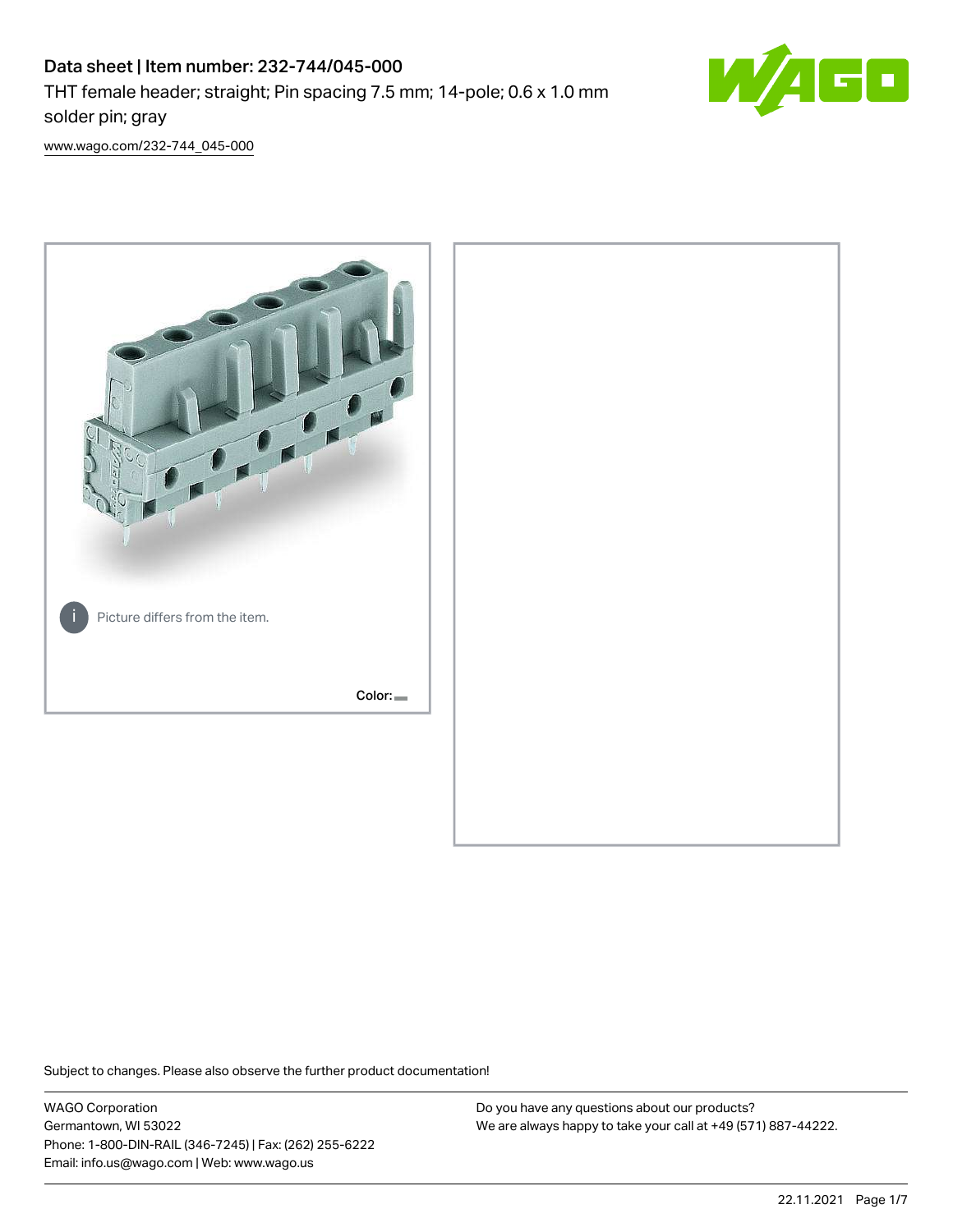# Data sheet | Item number: 232-744/045-000

THT female header; straight; Pin spacing 7.5 mm; 14-pole; 0.6 x 1.0 mm solder pin; gray

www.wago.com/232-744_045-000

Picture differs from the item.

Color:

Subject to changes. Please also observe the further product documentation!

WAGO Corporation
Germantown, WI 53022
Phone: 1-800-DIN-RAIL (346-7245) | Fax: (262) 255-6222
Email: info.us@wago.com | Web: www.wago.us

Do you have any questions about our products?
We are always happy to take your call at +49 (571) 887-44222.

22.11.2021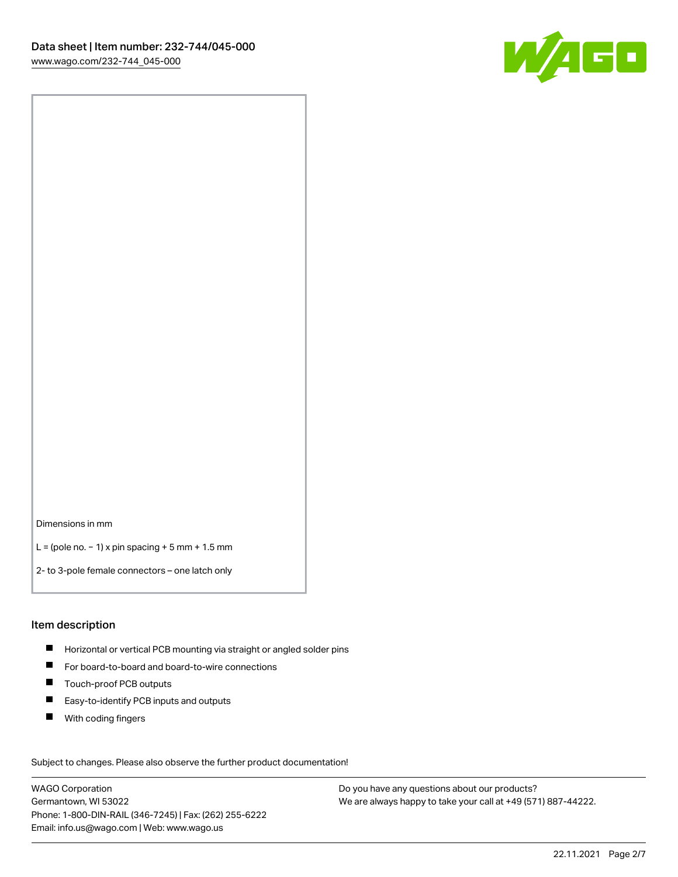Dimensions in mm

L = (pole no. − 1) x pin spacing + 5 mm + 1.5 mm

2- to 3-pole female connectors – one latch only

## Item description

- Horizontal or vertical PCB mounting via straight or angled solder pins
- For board-to-board and board-to-wire connections
- Touch-proof PCB outputs
- Easy-to-identify PCB inputs and outputs
- With coding fingers

Subject to changes. Please also observe the further product documentation!

WAGO Corporation
Germantown, WI 53022
Phone: 1-800-DIN-RAIL (346-7245) | Fax: (262) 255-6222
Email: info.us@wago.com | Web: www.wago.us

Do you have any questions about our products?
We are always happy to take your call at +49 (571) 887-44222.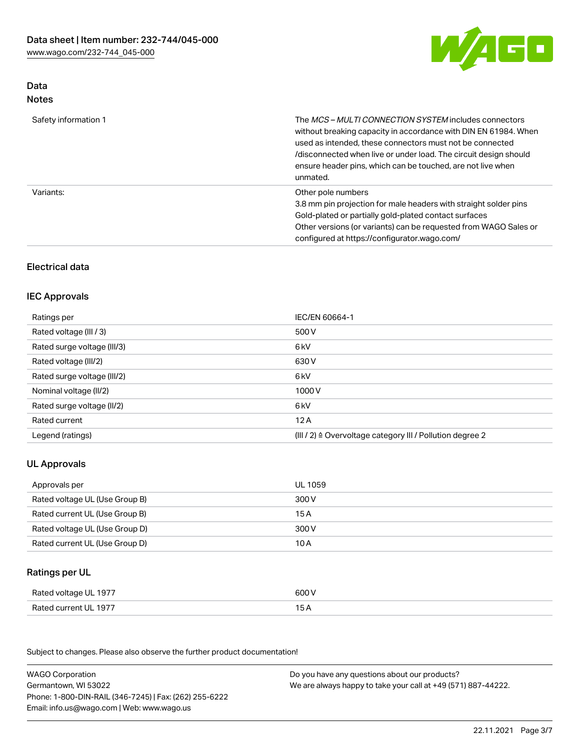## Data

### Notes

| | |
|---|---|
| Safety information 1 | The *MCS – MULTI CONNECTION SYSTEM* includes connectors without breaking capacity in accordance with DIN EN 61984. When used as intended, these connectors must not be connected /disconnected when live or under load. The circuit design should ensure header pins, which can be touched, are not live when unmated. |
| Variants: | Other pole numbers<br>3.8 mm pin projection for male headers with straight solder pins<br>Gold-plated or partially gold-plated contact surfaces<br>Other versions (or variants) can be requested from WAGO Sales or configured at https://configurator.wago.com/ |

## Electrical data

### IEC Approvals

| | |
|---|---|
| Ratings per | IEC/EN 60664-1 |
| Rated voltage (III / 3) | 500 V |
| Rated surge voltage (III/3) | 6 kV |
| Rated voltage (III/2) | 630 V |
| Rated surge voltage (III/2) | 6 kV |
| Nominal voltage (II/2) | 1000 V |
| Rated surge voltage (II/2) | 6 kV |
| Rated current | 12 A |
| Legend (ratings) | (III / 2) ≙ Overvoltage category III / Pollution degree 2 |

### UL Approvals

| | |
|---|---|
| Approvals per | UL 1059 |
| Rated voltage UL (Use Group B) | 300 V |
| Rated current UL (Use Group B) | 15 A |
| Rated voltage UL (Use Group D) | 300 V |
| Rated current UL (Use Group D) | 10 A |

### Ratings per UL

| | |
|---|---|
| Rated voltage UL 1977 | 600 V |
| Rated current UL 1977 | 15 A |

Subject to changes. Please also observe the further product documentation!

WAGO Corporation
Germantown, WI 53022
Phone: 1-800-DIN-RAIL (346-7245) | Fax: (262) 255-6222
Email: info.us@wago.com | Web: www.wago.us

Do you have any questions about our products?
We are always happy to take your call at +49 (571) 887-44222.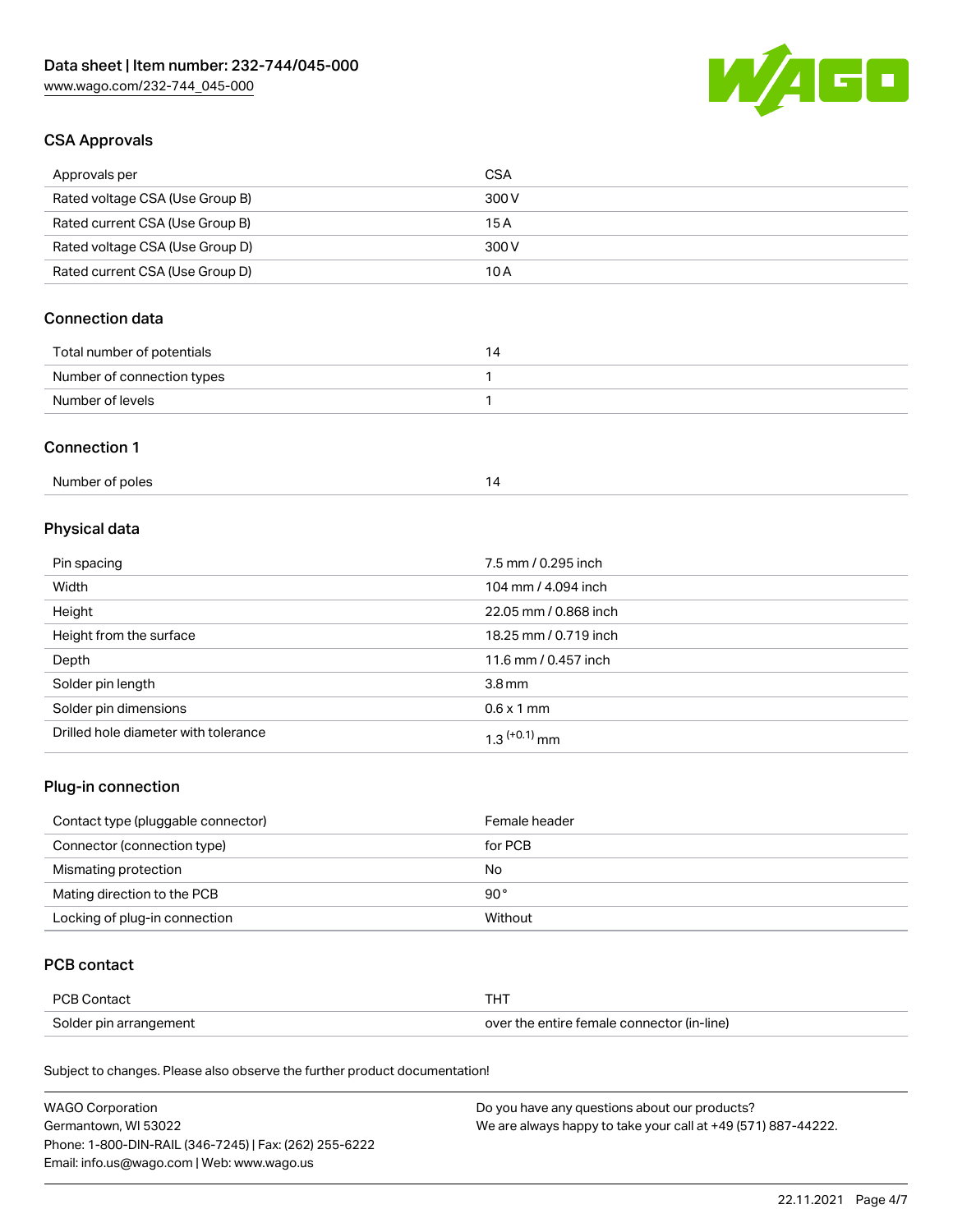## CSA Approvals

| | |
|---|---|
| Approvals per | CSA |
| Rated voltage CSA (Use Group B) | 300 V |
| Rated current CSA (Use Group B) | 15 A |
| Rated voltage CSA (Use Group D) | 300 V |
| Rated current CSA (Use Group D) | 10 A |

## Connection data

| | |
|---|---|
| Total number of potentials | 14 |
| Number of connection types | 1 |
| Number of levels | 1 |

## Connection 1

| | |
|---|---|
| Number of poles | 14 |

## Physical data

| | |
|---|---|
| Pin spacing | 7.5 mm / 0.295 inch |
| Width | 104 mm / 4.094 inch |
| Height | 22.05 mm / 0.868 inch |
| Height from the surface | 18.25 mm / 0.719 inch |
| Depth | 11.6 mm / 0.457 inch |
| Solder pin length | 3.8 mm |
| Solder pin dimensions | 0.6 x 1 mm |
| Drilled hole diameter with tolerance | $1.3^{(+0.1)}$ mm |

## Plug-in connection

| | |
|---|---|
| Contact type (pluggable connector) | Female header |
| Connector (connection type) | for PCB |
| Mismating protection | No |
| Mating direction to the PCB | 90° |
| Locking of plug-in connection | Without |

## PCB contact

| | |
|---|---|
| PCB Contact | THT |
| Solder pin arrangement | over the entire female connector (in-line) |

Subject to changes. Please also observe the further product documentation!

WAGO Corporation
Germantown, WI 53022
Phone: 1-800-DIN-RAIL (346-7245) | Fax: (262) 255-6222
Email: info.us@wago.com | Web: www.wago.us

Do you have any questions about our products?
We are always happy to take your call at +49 (571) 887-44222.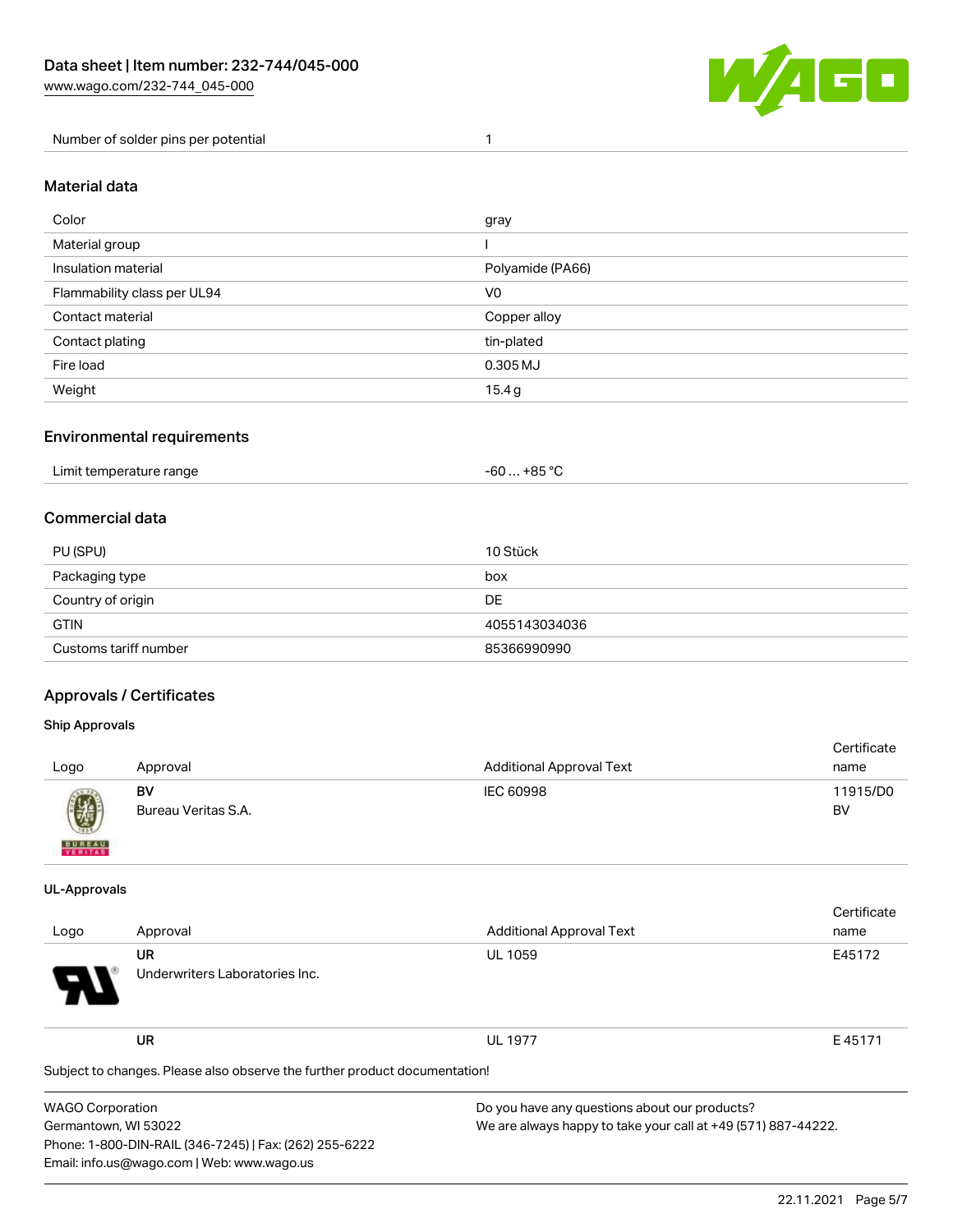| Number of solder pins per potential | 1 |
|---|---|

## Material data

| Color | gray |
|---|---|
| Material group | I |
| Insulation material | Polyamide (PA66) |
| Flammability class per UL94 | V0 |
| Contact material | Copper alloy |
| Contact plating | tin-plated |
| Fire load | 0.305 MJ |
| Weight | 15.4 g |

## Environmental requirements

| Limit temperature range | -60 … +85 °C |
|---|---|

## Commercial data

| PU (SPU) | 10 Stück |
|---|---|
| Packaging type | box |
| Country of origin | DE |
| GTIN | 4055143034036 |
| Customs tariff number | 85366990990 |

## Approvals / Certificates

### Ship Approvals

| Logo | Approval | Additional Approval Text | Certificate name |
|---|---|---|---|
| | BV<br>Bureau Veritas S.A. | IEC 60998 | 11915/D0 BV |

### UL-Approvals

| Logo | Approval | Additional Approval Text | Certificate name |
|---|---|---|---|
| | UR<br>Underwriters Laboratories Inc. | UL 1059 | E45172 |
| | UR | UL 1977 | E 45171 |

Subject to changes. Please also observe the further product documentation!

WAGO Corporation
Germantown, WI 53022
Phone: 1-800-DIN-RAIL (346-7245) | Fax: (262) 255-6222
Email: info.us@wago.com | Web: www.wago.us

Do you have any questions about our products?
We are always happy to take your call at +49 (571) 887-44222.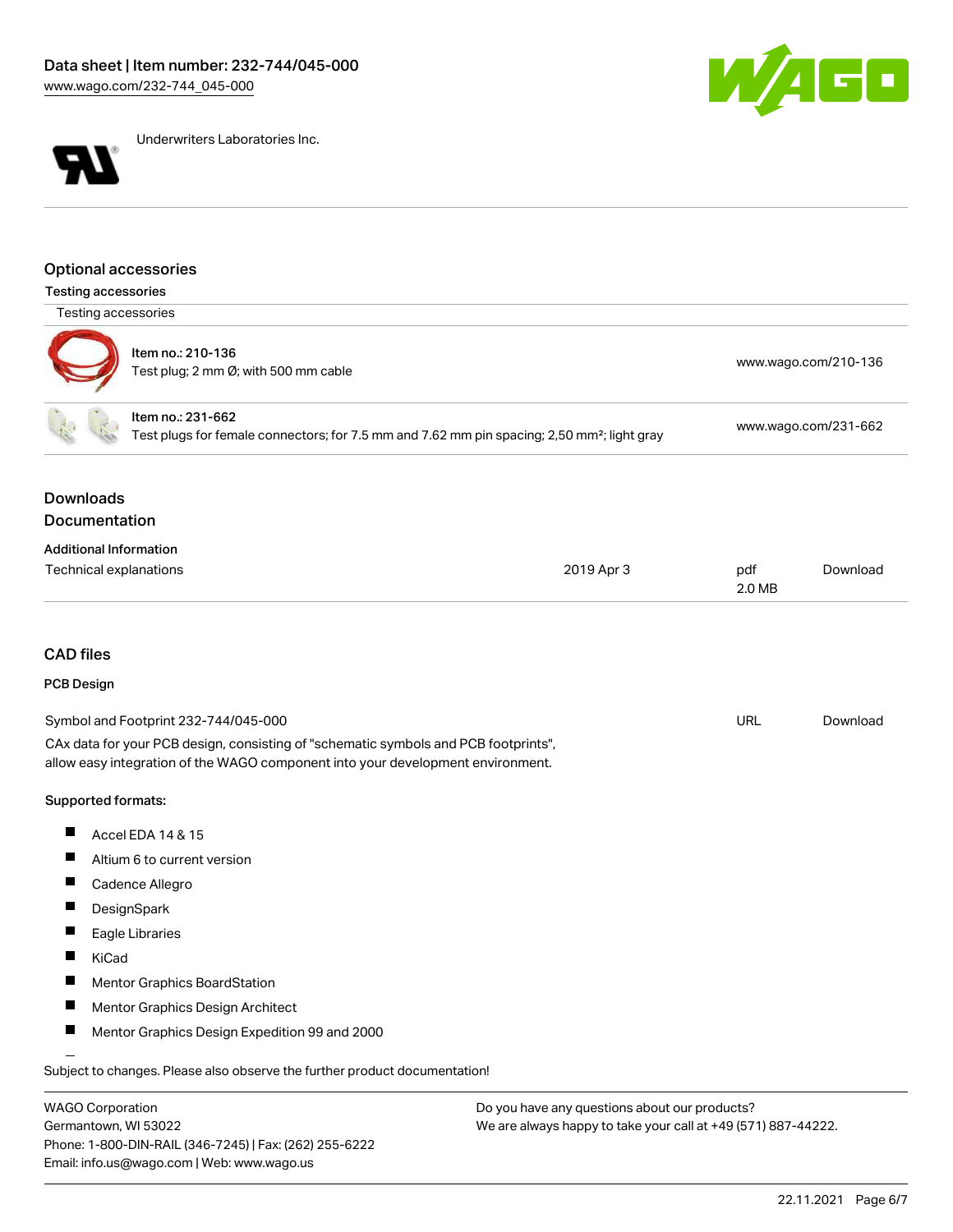Underwriters Laboratories Inc.

## Optional accessories

### Testing accessories

| Testing accessories | |
|---|---|
| Item no.: 210-136<br>Test plug; 2 mm Ø; with 500 mm cable | www.wago.com/210-136 |
| Item no.: 231-662<br>Test plugs for female connectors; for 7.5 mm and 7.62 mm pin spacing; 2,50 mm²; light gray | www.wago.com/231-662 |

## Downloads

## Documentation

### Additional Information

| | | | |
|---|---|---|---|
| Technical explanations | 2019 Apr 3 | pdf<br>2.0 MB | Download |

## CAD files

### PCB Design

| | | |
|---|---|---|
| Symbol and Footprint 232-744/045-000 | URL | Download |

CAx data for your PCB design, consisting of "schematic symbols and PCB footprints", allow easy integration of the WAGO component into your development environment.

**Supported formats:**

- Accel EDA 14 & 15
- Altium 6 to current version
- Cadence Allegro
- DesignSpark
- Eagle Libraries
- KiCad
- Mentor Graphics BoardStation
- Mentor Graphics Design Architect
- Mentor Graphics Design Expedition 99 and 2000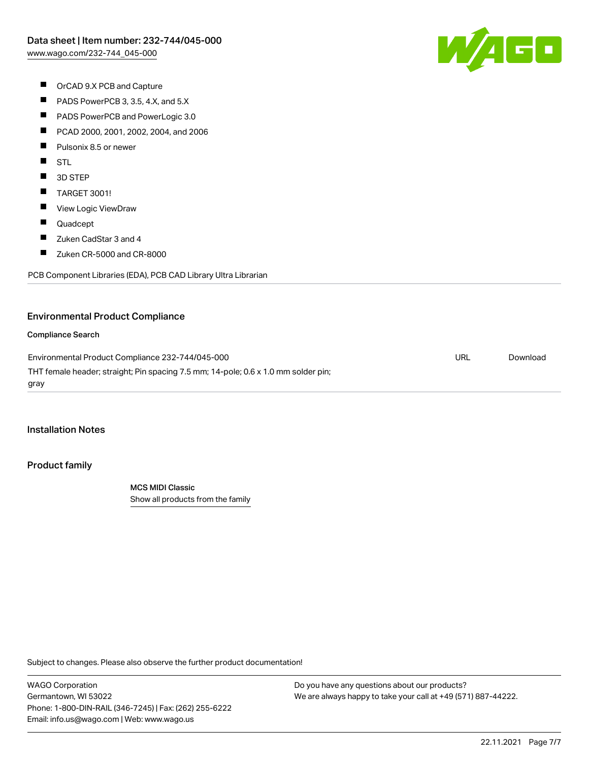- OrCAD 9.X PCB and Capture
- PADS PowerPCB 3, 3.5, 4.X, and 5.X
- PADS PowerPCB and PowerLogic 3.0
- PCAD 2000, 2001, 2002, 2004, and 2006
- Pulsonix 8.5 or newer
- STL
- 3D STEP
- TARGET 3001!
- View Logic ViewDraw
- Quadcept
- Zuken CadStar 3 and 4
- Zuken CR-5000 and CR-8000

PCB Component Libraries (EDA), PCB CAD Library Ultra Librarian

## Environmental Product Compliance

### Compliance Search

| | | |
|---|---|---|
| Environmental Product Compliance 232-744/045-000<br>THT female header; straight; Pin spacing 7.5 mm; 14-pole; 0.6 x 1.0 mm solder pin; gray | URL | Download |

## Installation Notes

## Product family

**MCS MIDI Classic**
Show all products from the family

Subject to changes. Please also observe the further product documentation!

WAGO Corporation
Germantown, WI 53022
Phone: 1-800-DIN-RAIL (346-7245) | Fax: (262) 255-6222
Email: info.us@wago.com | Web: www.wago.us

Do you have any questions about our products?
We are always happy to take your call at +49 (571) 887-44222.

22.11.2021